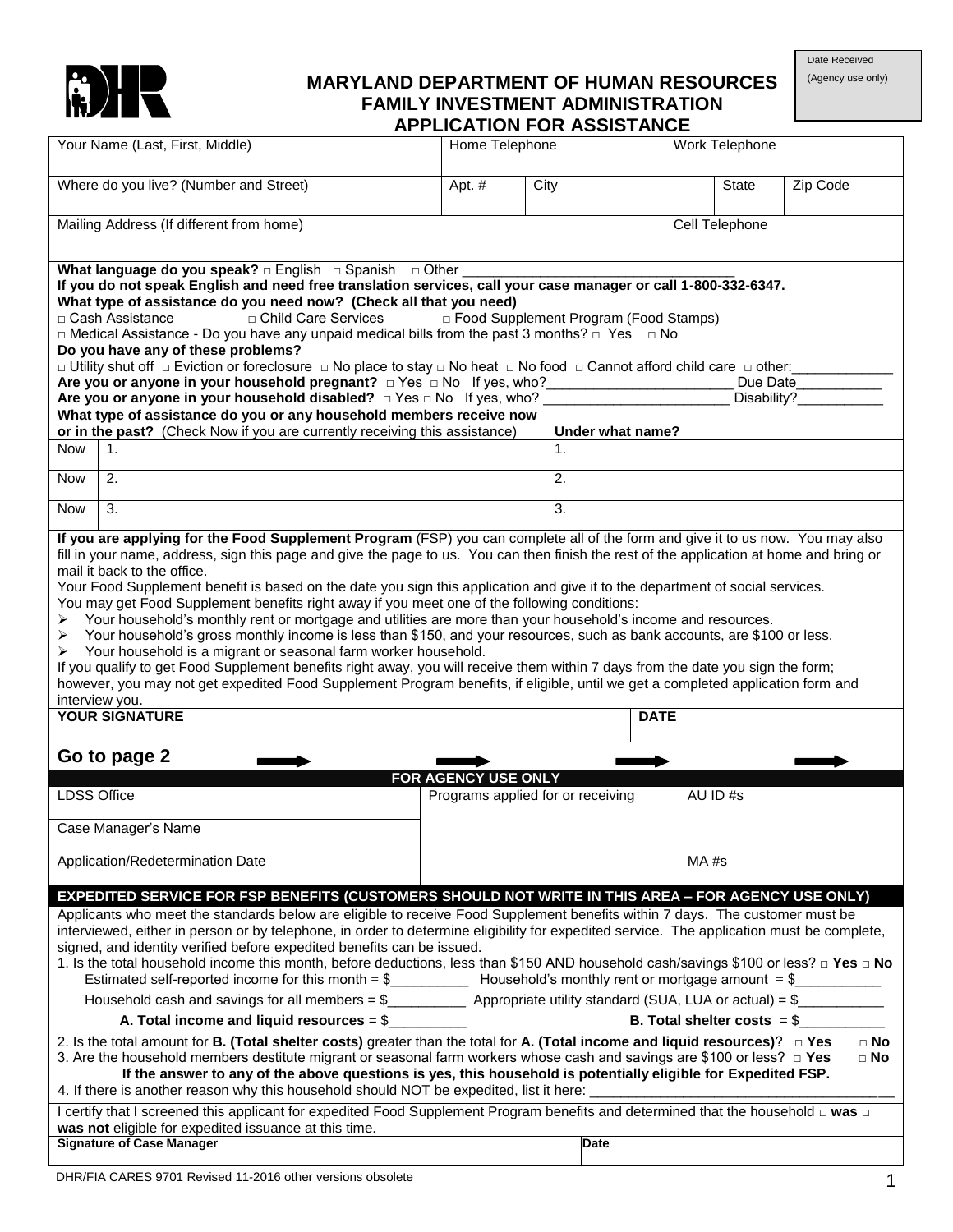DHR

Date Received
(Agency use only)

# MARYLAND DEPARTMENT OF HUMAN RESOURCES
## FAMILY INVESTMENT ADMINISTRATION
## APPLICATION FOR ASSISTANCE

| Your Name (Last, First, Middle) | Home Telephone | | Work Telephone | |
|---|---|---|---|---|
| Where do you live? (Number and Street) | Apt. # | City | State | Zip Code |
| Mailing Address (If different from home) | | | Cell Telephone | |

**What language do you speak?** □ English □ Spanish □ Other ___________________________________

**If you do not speak English and need free translation services, call your case manager or call 1-800-332-6347.**

**What type of assistance do you need now? (Check all that you need)**

□ Cash Assistance □ Child Care Services □ Food Supplement Program (Food Stamps)

□ Medical Assistance - Do you have any unpaid medical bills from the past 3 months? □ Yes □ No

**Do you have any of these problems?**

□ Utility shut off □ Eviction or foreclosure □ No place to stay □ No heat □ No food □ Cannot afford child care □ other:_____________

**Are you or anyone in your household pregnant?** □ Yes □ No If yes, who?________________________ Due Date___________

**Are you or anyone in your household disabled?** □ Yes □ No If yes, who? ________________________ Disability?___________

| **What type of assistance do you or any household members receive now or in the past?** (Check Now if you are currently receiving this assistance) | | **Under what name?** |
|---|---|---|
| Now | 1. | 1. |
| Now | 2. | 2. |
| Now | 3. | 3. |

**If you are applying for the Food Supplement Program** (FSP) you can complete all of the form and give it to us now. You may also fill in your name, address, sign this page and give the page to us. You can then finish the rest of the application at home and bring or mail it back to the office.

Your Food Supplement benefit is based on the date you sign this application and give it to the department of social services.

You may get Food Supplement benefits right away if you meet one of the following conditions:

- Your household's monthly rent or mortgage and utilities are more than your household's income and resources.
- Your household's gross monthly income is less than $150, and your resources, such as bank accounts, are $100 or less.
- Your household is a migrant or seasonal farm worker household.

If you qualify to get Food Supplement benefits right away, you will receive them within 7 days from the date you sign the form; however, you may not get expedited Food Supplement Program benefits, if eligible, until we get a completed application form and interview you.

| **YOUR SIGNATURE** | **DATE** |
|---|---|
| | |

**Go to page 2** →

**FOR AGENCY USE ONLY**

| LDSS Office | Programs applied for or receiving | AU ID #s |
|---|---|---|
| Case Manager's Name | | |
| Application/Redetermination Date | | MA #s |

**EXPEDITED SERVICE FOR FSP BENEFITS (CUSTOMERS SHOULD NOT WRITE IN THIS AREA – FOR AGENCY USE ONLY)**

Applicants who meet the standards below are eligible to receive Food Supplement benefits within 7 days. The customer must be interviewed, either in person or by telephone, in order to determine eligibility for expedited service. The application must be complete, signed, and identity verified before expedited benefits can be issued.

1. Is the total household income this month, before deductions, less than $150 AND household cash/savings $100 or less? □ **Yes** □ **No**

   Estimated self-reported income for this month = $__________ Household's monthly rent or mortgage amount = $___________

   Household cash and savings for all members = $__________ Appropriate utility standard (SUA, LUA or actual) = $___________

   **A. Total income and liquid resources** = $__________ **B. Total shelter costs** = $___________

2. Is the total amount for **B. (Total shelter costs)** greater than the total for **A. (Total income and liquid resources)**? □ **Yes** □ **No**
3. Are the household members destitute migrant or seasonal farm workers whose cash and savings are $100 or less? □ **Yes** □ **No**

   **If the answer to any of the above questions is yes, this household is potentially eligible for Expedited FSP.**

4. If there is another reason why this household should NOT be expedited, list it here: ______________________________________

I certify that I screened this applicant for expedited Food Supplement Program benefits and determined that the household □ **was** □ **was not** eligible for expedited issuance at this time.

| **Signature of Case Manager** | **Date** |
|---|---|
| | |

DHR/FIA CARES 9701 Revised 11-2016 other versions obsolete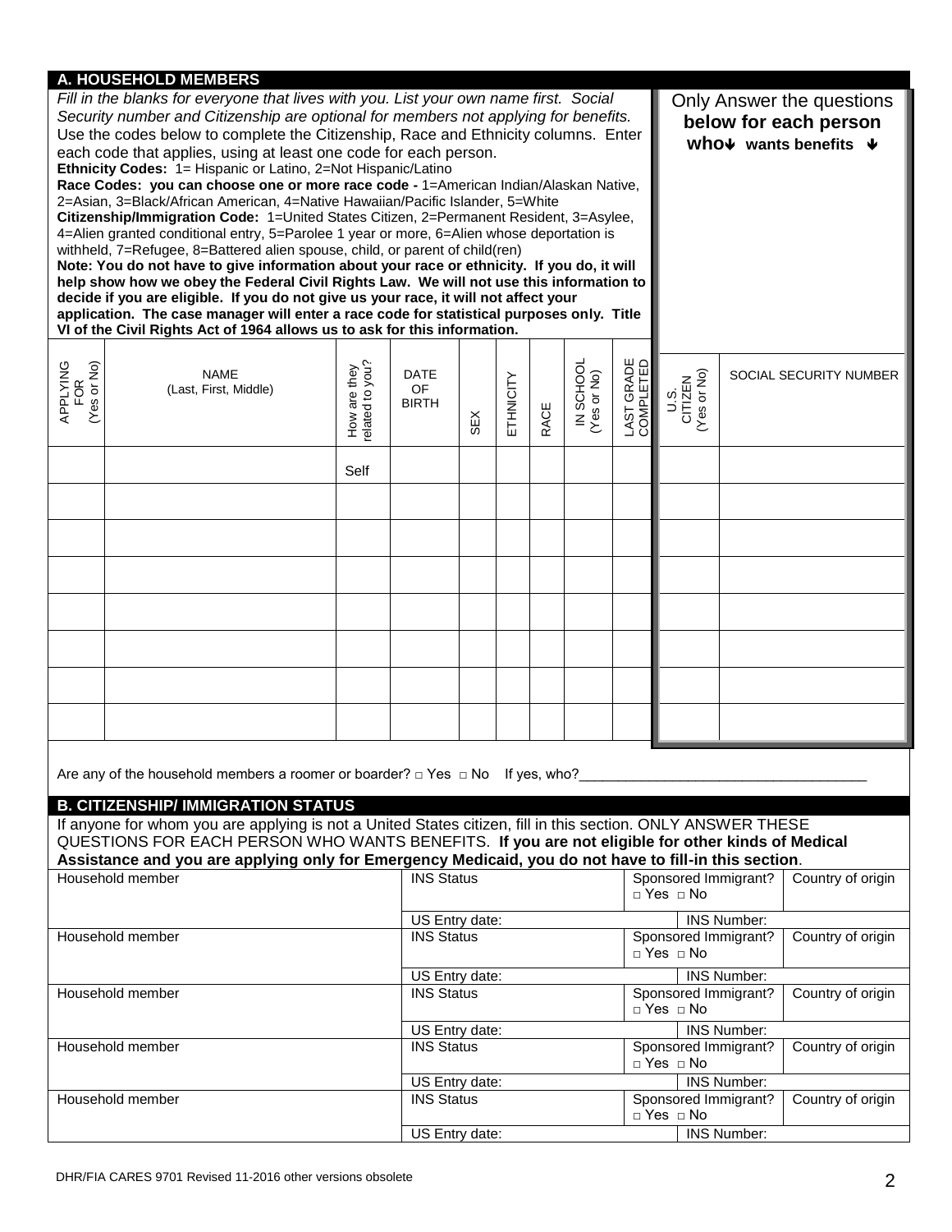## A. HOUSEHOLD MEMBERS

*Fill in the blanks for everyone that lives with you. List your own name first. Social Security number and Citizenship are optional for members not applying for benefits.* Use the codes below to complete the Citizenship, Race and Ethnicity columns. Enter each code that applies, using at least one code for each person.

**Ethnicity Codes:** 1= Hispanic or Latino, 2=Not Hispanic/Latino

**Race Codes: you can choose one or more race code -** 1=American Indian/Alaskan Native, 2=Asian, 3=Black/African American, 4=Native Hawaiian/Pacific Islander, 5=White

**Citizenship/Immigration Code:** 1=United States Citizen, 2=Permanent Resident, 3=Asylee, 4=Alien granted conditional entry, 5=Parolee 1 year or more, 6=Alien whose deportation is withheld, 7=Refugee, 8=Battered alien spouse, child, or parent of child(ren)

**Note: You do not have to give information about your race or ethnicity. If you do, it will help show how we obey the Federal Civil Rights Law. We will not use this information to decide if you are eligible. If you do not give us your race, it will not affect your application. The case manager will enter a race code for statistical purposes only. Title VI of the Civil Rights Act of 1964 allows us to ask for this information.**

Only Answer the questions **below for each person who↓ wants benefits ↓**

| APPLYING FOR (Yes or No) | NAME (Last, First, Middle) | How are they related to you? | DATE OF BIRTH | SEX | ETHNICITY | RACE | IN SCHOOL (Yes or No) | LAST GRADE COMPLETED | U.S. CITIZEN (Yes or No) | SOCIAL SECURITY NUMBER |
|---|---|---|---|---|---|---|---|---|---|---|
| | | Self | | | | | | | | |
| | | | | | | | | | | |
| | | | | | | | | | | |
| | | | | | | | | | | |
| | | | | | | | | | | |
| | | | | | | | | | | |
| | | | | | | | | | | |
| | | | | | | | | | | |

Are any of the household members a roomer or boarder? □ Yes □ No If yes, who?_____________________________________

## B. CITIZENSHIP/ IMMIGRATION STATUS

If anyone for whom you are applying is not a United States citizen, fill in this section. ONLY ANSWER THESE QUESTIONS FOR EACH PERSON WHO WANTS BENEFITS. **If you are not eligible for other kinds of Medical Assistance and you are applying only for Emergency Medicaid, you do not have to fill-in this section**.

| Household member | INS Status | Sponsored Immigrant? □ Yes □ No | Country of origin |
|---|---|---|---|
| | US Entry date: | INS Number: | |
| Household member | INS Status | Sponsored Immigrant? □ Yes □ No | Country of origin |
| | US Entry date: | INS Number: | |
| Household member | INS Status | Sponsored Immigrant? □ Yes □ No | Country of origin |
| | US Entry date: | INS Number: | |
| Household member | INS Status | Sponsored Immigrant? □ Yes □ No | Country of origin |
| | US Entry date: | INS Number: | |
| Household member | INS Status | Sponsored Immigrant? □ Yes □ No | Country of origin |
| | US Entry date: | INS Number: | |

DHR/FIA CARES 9701 Revised 11-2016 other versions obsolete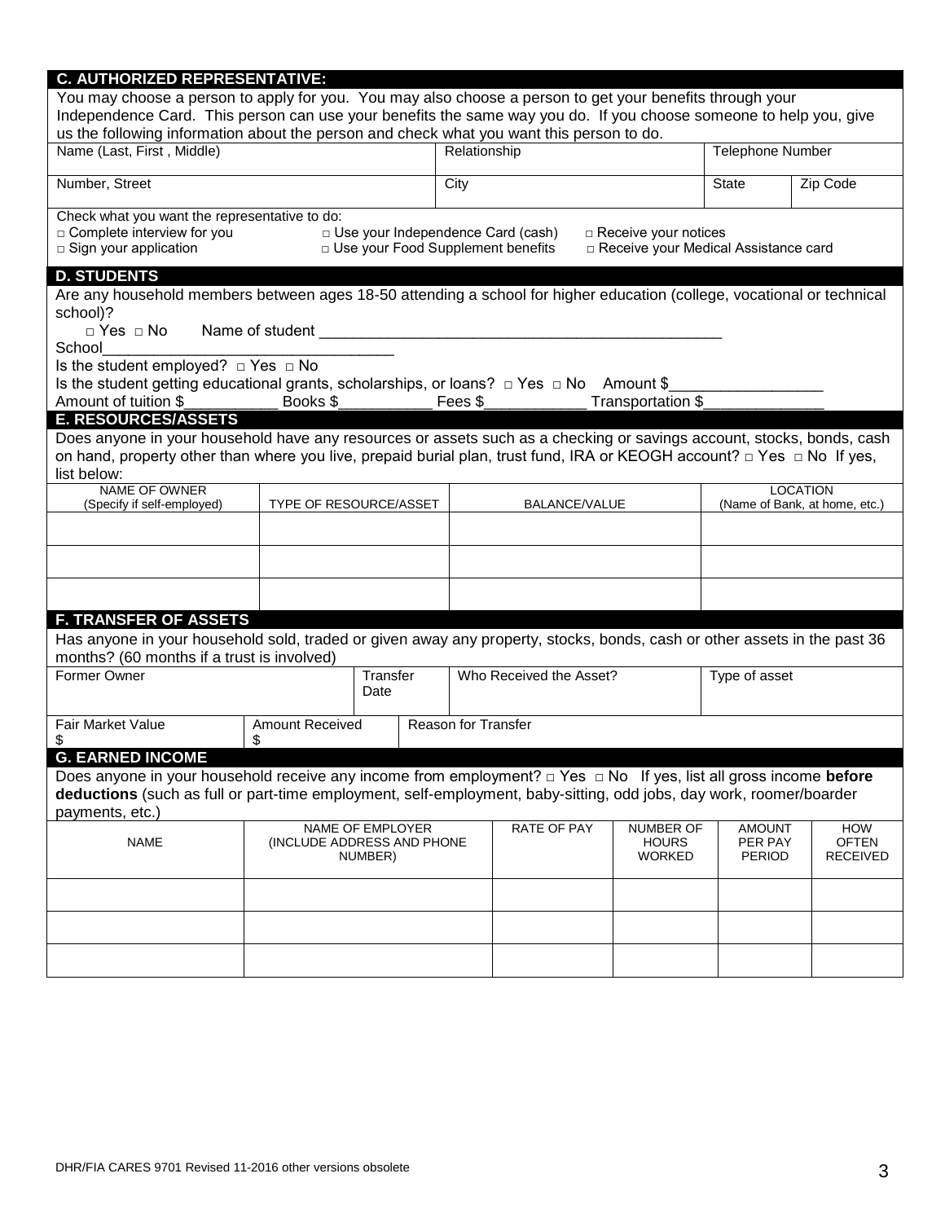## C. AUTHORIZED REPRESENTATIVE:

You may choose a person to apply for you. You may also choose a person to get your benefits through your Independence Card. This person can use your benefits the same way you do. If you choose someone to help you, give us the following information about the person and check what you want this person to do.

| Name (Last, First , Middle) | Relationship | Telephone Number | |
|---|---|---|---|
| Number, Street | City | State | Zip Code |

Check what you want the representative to do:

□ Complete interview for you    □ Use your Independence Card (cash)    □ Receive your notices
□ Sign your application    □ Use your Food Supplement benefits    □ Receive your Medical Assistance card

## D. STUDENTS

Are any household members between ages 18-50 attending a school for higher education (college, vocational or technical school)?

□ Yes □ No    Name of student _______________________________________________

School_________________________________

Is the student employed? □ Yes □ No

Is the student getting educational grants, scholarships, or loans? □ Yes □ No    Amount $_________________

Amount of tuition $__________ Books $__________ Fees $___________ Transportation $_____________

## E. RESOURCES/ASSETS

Does anyone in your household have any resources or assets such as a checking or savings account, stocks, bonds, cash on hand, property other than where you live, prepaid burial plan, trust fund, IRA or KEOGH account? □ Yes □ No If yes, list below:

| NAME OF OWNER (Specify if self-employed) | TYPE OF RESOURCE/ASSET | BALANCE/VALUE | LOCATION (Name of Bank, at home, etc.) |
|---|---|---|---|
| | | | |
| | | | |
| | | | |

## F. TRANSFER OF ASSETS

Has anyone in your household sold, traded or given away any property, stocks, bonds, cash or other assets in the past 36 months? (60 months if a trust is involved)

| Former Owner | Transfer Date | Who Received the Asset? | Type of asset |
|---|---|---|---|
| Fair Market Value $ | Amount Received $ | Reason for Transfer | |

## G. EARNED INCOME

Does anyone in your household receive any income from employment? □ Yes □ No If yes, list all gross income **before deductions** (such as full or part-time employment, self-employment, baby-sitting, odd jobs, day work, roomer/boarder payments, etc.)

| NAME | NAME OF EMPLOYER (INCLUDE ADDRESS AND PHONE NUMBER) | RATE OF PAY | NUMBER OF HOURS WORKED | AMOUNT PER PAY PERIOD | HOW OFTEN RECEIVED |
|---|---|---|---|---|---|
| | | | | | |
| | | | | | |
| | | | | | |

DHR/FIA CARES 9701 Revised 11-2016 other versions obsolete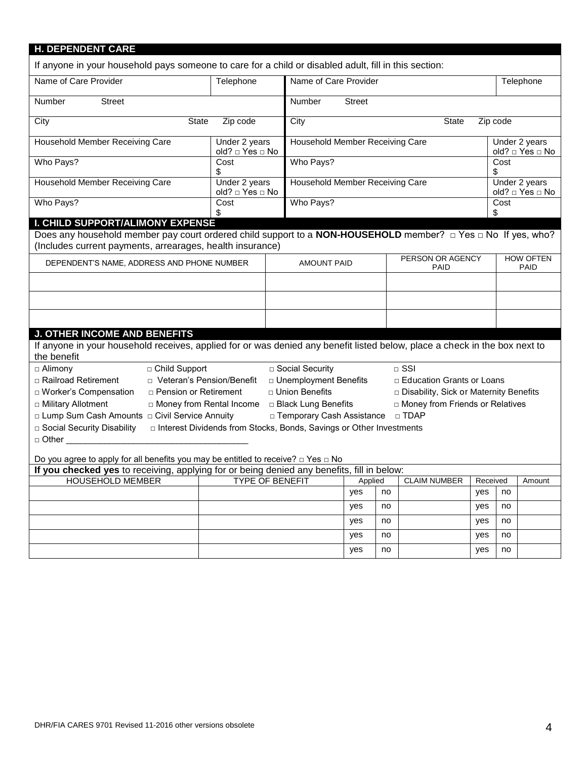## H. DEPENDENT CARE

If anyone in your household pays someone to care for a child or disabled adult, fill in this section:

| Name of Care Provider | Telephone | Name of Care Provider | Telephone |
|---|---|---|---|
| Number Street | | Number Street | |
| City State | Zip code | City State | Zip code |
| Household Member Receiving Care | Under 2 years old? □ Yes □ No | Household Member Receiving Care | Under 2 years old? □ Yes □ No |
| Who Pays? | Cost $ | Who Pays? | Cost $ |
| Household Member Receiving Care | Under 2 years old? □ Yes □ No | Household Member Receiving Care | Under 2 years old? □ Yes □ No |
| Who Pays? | Cost $ | Who Pays? | Cost $ |

## I. CHILD SUPPORT/ALIMONY EXPENSE

Does any household member pay court ordered child support to a **NON-HOUSEHOLD** member? □ Yes □ No If yes, who? (Includes current payments, arrearages, health insurance)

| DEPENDENT'S NAME, ADDRESS AND PHONE NUMBER | AMOUNT PAID | PERSON OR AGENCY PAID | HOW OFTEN PAID |
|---|---|---|---|
| | | | |
| | | | |
| | | | |

## J. OTHER INCOME AND BENEFITS

If anyone in your household receives, applied for or was denied any benefit listed below, place a check in the box next to the benefit

□ Alimony □ Child Support □ Social Security □ SSI
□ Railroad Retirement □ Veteran's Pension/Benefit □ Unemployment Benefits □ Education Grants or Loans
□ Worker's Compensation □ Pension or Retirement □ Union Benefits □ Disability, Sick or Maternity Benefits
□ Military Allotment □ Money from Rental Income □ Black Lung Benefits □ Money from Friends or Relatives
□ Lump Sum Cash Amounts □ Civil Service Annuity □ Temporary Cash Assistance □ TDAP
□ Social Security Disability □ Interest Dividends from Stocks, Bonds, Savings or Other Investments
□ Other ____________________________________

Do you agree to apply for all benefits you may be entitled to receive? □ Yes □ No

**If you checked yes** to receiving, applying for or being denied any benefits, fill in below:

| HOUSEHOLD MEMBER | TYPE OF BENEFIT | Applied | | CLAIM NUMBER | Received | | Amount |
|---|---|---|---|---|---|---|---|
| | | yes | no | | yes | no | |
| | | yes | no | | yes | no | |
| | | yes | no | | yes | no | |
| | | yes | no | | yes | no | |
| | | yes | no | | yes | no | |

DHR/FIA CARES 9701 Revised 11-2016 other versions obsolete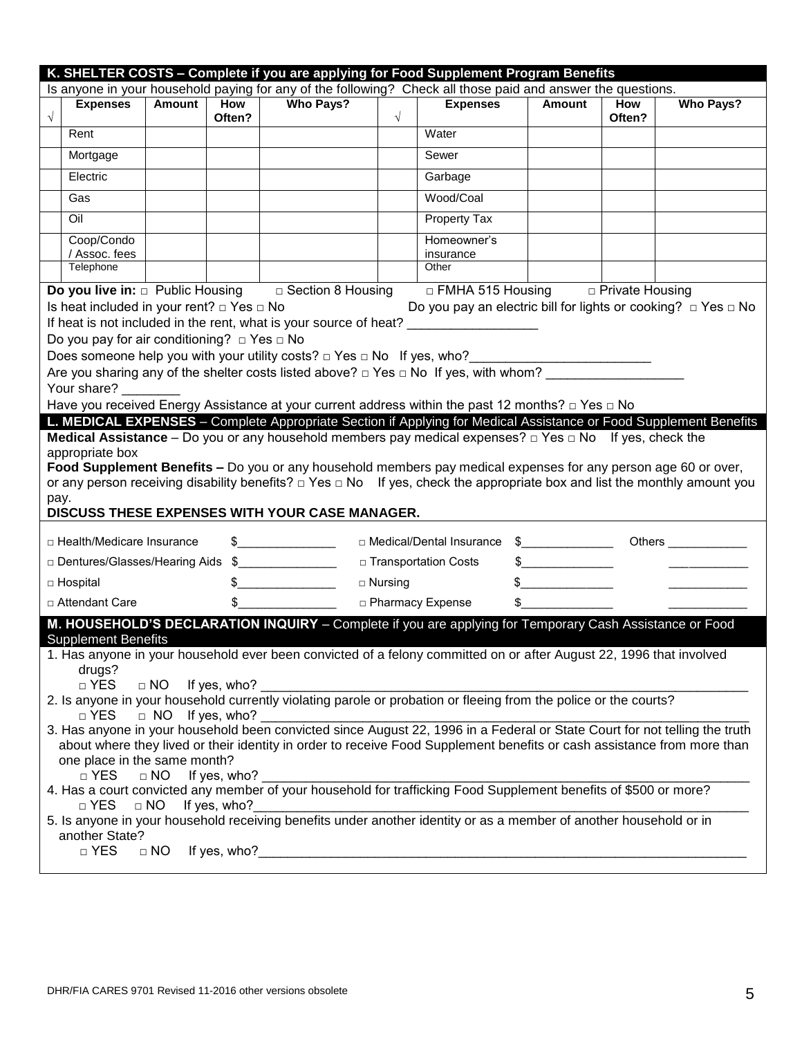## K. SHELTER COSTS – Complete if you are applying for Food Supplement Program Benefits

Is anyone in your household paying for any of the following? Check all those paid and answer the questions.

| √ | Expenses | Amount | How Often? | Who Pays? | √ | Expenses | Amount | How Often? | Who Pays? |
|---|---|---|---|---|---|---|---|---|---|
| | Rent | | | | | Water | | | |
| | Mortgage | | | | | Sewer | | | |
| | Electric | | | | | Garbage | | | |
| | Gas | | | | | Wood/Coal | | | |
| | Oil | | | | | Property Tax | | | |
| | Coop/Condo / Assoc. fees | | | | | Homeowner's insurance | | | |
| | Telephone | | | | | Other | | | |

**Do you live in:** □ Public Housing □ Section 8 Housing □ FMHA 515 Housing □ Private Housing

Is heat included in your rent? □ Yes □ No Do you pay an electric bill for lights or cooking? □ Yes □ No

If heat is not included in the rent, what is your source of heat? ___________________

Do you pay for air conditioning? □ Yes □ No

Does someone help you with your utility costs? □ Yes □ No If yes, who?_________________________

Are you sharing any of the shelter costs listed above? □ Yes □ No If yes, with whom? ___________________

Your share? ________

Have you received Energy Assistance at your current address within the past 12 months? □ Yes □ No

## L. MEDICAL EXPENSES – Complete Appropriate Section if Applying for Medical Assistance or Food Supplement Benefits

**Medical Assistance** – Do you or any household members pay medical expenses? □ Yes □ No If yes, check the appropriate box

**Food Supplement Benefits –** Do you or any household members pay medical expenses for any person age 60 or over, or any person receiving disability benefits? □ Yes □ No If yes, check the appropriate box and list the monthly amount you pay.

**DISCUSS THESE EXPENSES WITH YOUR CASE MANAGER.**

| | | | | |
|---|---|---|---|---|
| □ Health/Medicare Insurance | $_______________ | □ Medical/Dental Insurance | $______________ | Others ____________ |
| □ Dentures/Glasses/Hearing Aids | $_______________ | □ Transportation Costs | $______________ | ____________ |
| □ Hospital | $_______________ | □ Nursing | $______________ | ____________ |
| □ Attendant Care | $_______________ | □ Pharmacy Expense | $______________ | ____________ |

## M. HOUSEHOLD'S DECLARATION INQUIRY – Complete if you are applying for Temporary Cash Assistance or Food Supplement Benefits

1. Has anyone in your household ever been convicted of a felony committed on or after August 22, 1996 that involved drugs?
   □ YES □ NO If yes, who? ______________________________________________________________
2. Is anyone in your household currently violating parole or probation or fleeing from the police or the courts?
   □ YES □ NO If yes, who? ______________________________________________________________
3. Has anyone in your household been convicted since August 22, 1996 in a Federal or State Court for not telling the truth about where they lived or their identity in order to receive Food Supplement benefits or cash assistance from more than one place in the same month?
   □ YES □ NO If yes, who? ______________________________________________________________
4. Has a court convicted any member of your household for trafficking Food Supplement benefits of $500 or more?
   □ YES □ NO If yes, who?______________________________________________________________
5. Is anyone in your household receiving benefits under another identity or as a member of another household or in another State?
   □ YES □ NO If yes, who?______________________________________________________________

DHR/FIA CARES 9701 Revised 11-2016 other versions obsolete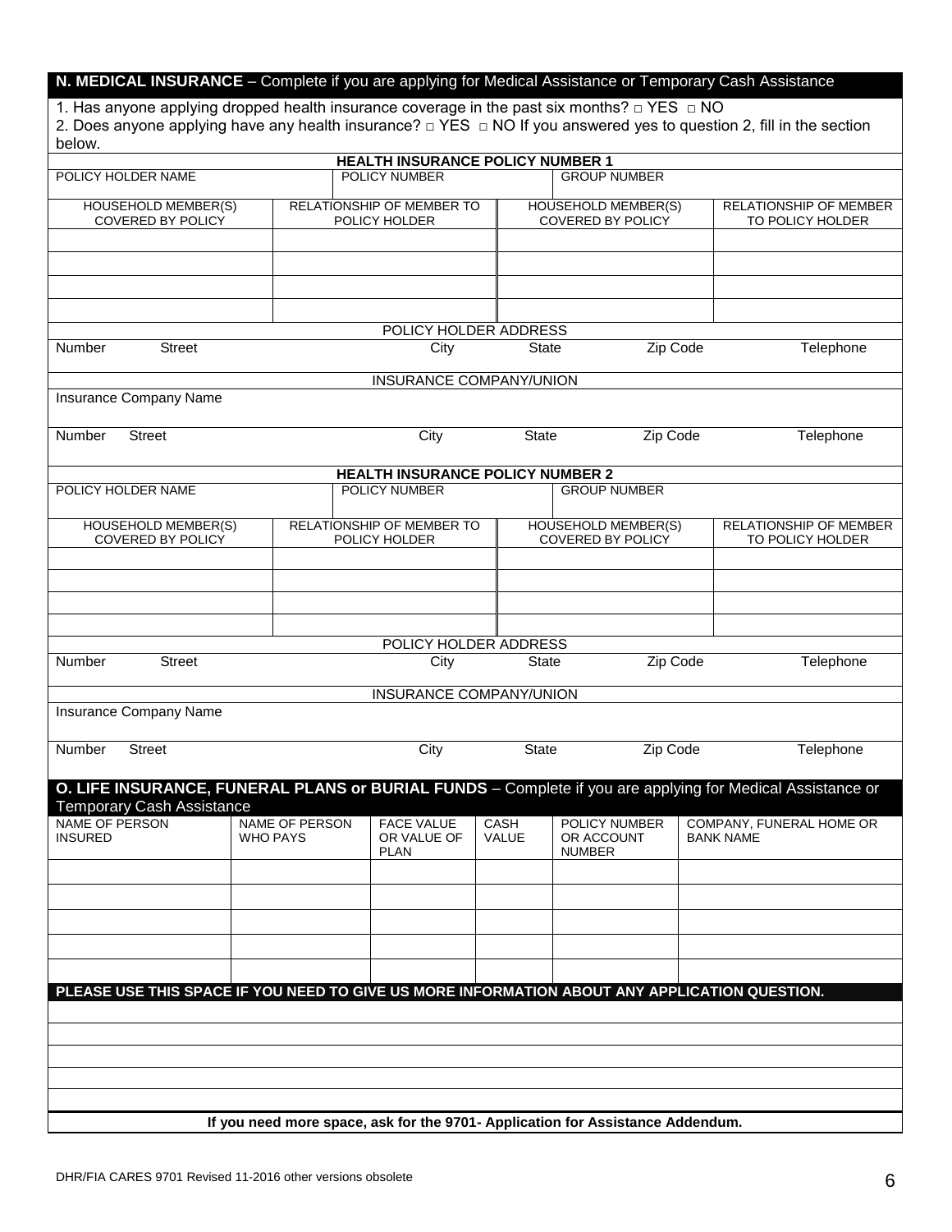## N. MEDICAL INSURANCE – Complete if you are applying for Medical Assistance or Temporary Cash Assistance

1. Has anyone applying dropped health insurance coverage in the past six months? □ YES □ NO
2. Does anyone applying have any health insurance? □ YES □ NO If you answered yes to question 2, fill in the section below.

**HEALTH INSURANCE POLICY NUMBER 1**

| POLICY HOLDER NAME | POLICY NUMBER | GROUP NUMBER | |
|---|---|---|---|
| | | | |

| HOUSEHOLD MEMBER(S) COVERED BY POLICY | RELATIONSHIP OF MEMBER TO POLICY HOLDER | HOUSEHOLD MEMBER(S) COVERED BY POLICY | RELATIONSHIP OF MEMBER TO POLICY HOLDER |
|---|---|---|---|
| | | | |
| | | | |
| | | | |
| | | | |

POLICY HOLDER ADDRESS

| Number | Street | City | State | Zip Code | Telephone |
|---|---|---|---|---|---|
| | | | | | |

INSURANCE COMPANY/UNION

Insurance Company Name

| Number | Street | City | State | Zip Code | Telephone |
|---|---|---|---|---|---|
| | | | | | |

**HEALTH INSURANCE POLICY NUMBER 2**

| POLICY HOLDER NAME | POLICY NUMBER | GROUP NUMBER | |
|---|---|---|---|
| | | | |

| HOUSEHOLD MEMBER(S) COVERED BY POLICY | RELATIONSHIP OF MEMBER TO POLICY HOLDER | HOUSEHOLD MEMBER(S) COVERED BY POLICY | RELATIONSHIP OF MEMBER TO POLICY HOLDER |
|---|---|---|---|
| | | | |
| | | | |
| | | | |
| | | | |

POLICY HOLDER ADDRESS

| Number | Street | City | State | Zip Code | Telephone |
|---|---|---|---|---|---|
| | | | | | |

INSURANCE COMPANY/UNION

Insurance Company Name

| Number | Street | City | State | Zip Code | Telephone |
|---|---|---|---|---|---|
| | | | | | |

## O. LIFE INSURANCE, FUNERAL PLANS or BURIAL FUNDS – Complete if you are applying for Medical Assistance or Temporary Cash Assistance

| NAME OF PERSON INSURED | NAME OF PERSON WHO PAYS | FACE VALUE OR VALUE OF PLAN | CASH VALUE | POLICY NUMBER OR ACCOUNT NUMBER | COMPANY, FUNERAL HOME OR BANK NAME |
|---|---|---|---|---|---|
| | | | | | |
| | | | | | |
| | | | | | |
| | | | | | |
| | | | | | |

**PLEASE USE THIS SPACE IF YOU NEED TO GIVE US MORE INFORMATION ABOUT ANY APPLICATION QUESTION.**

**If you need more space, ask for the 9701- Application for Assistance Addendum.**

DHR/FIA CARES 9701 Revised 11-2016 other versions obsolete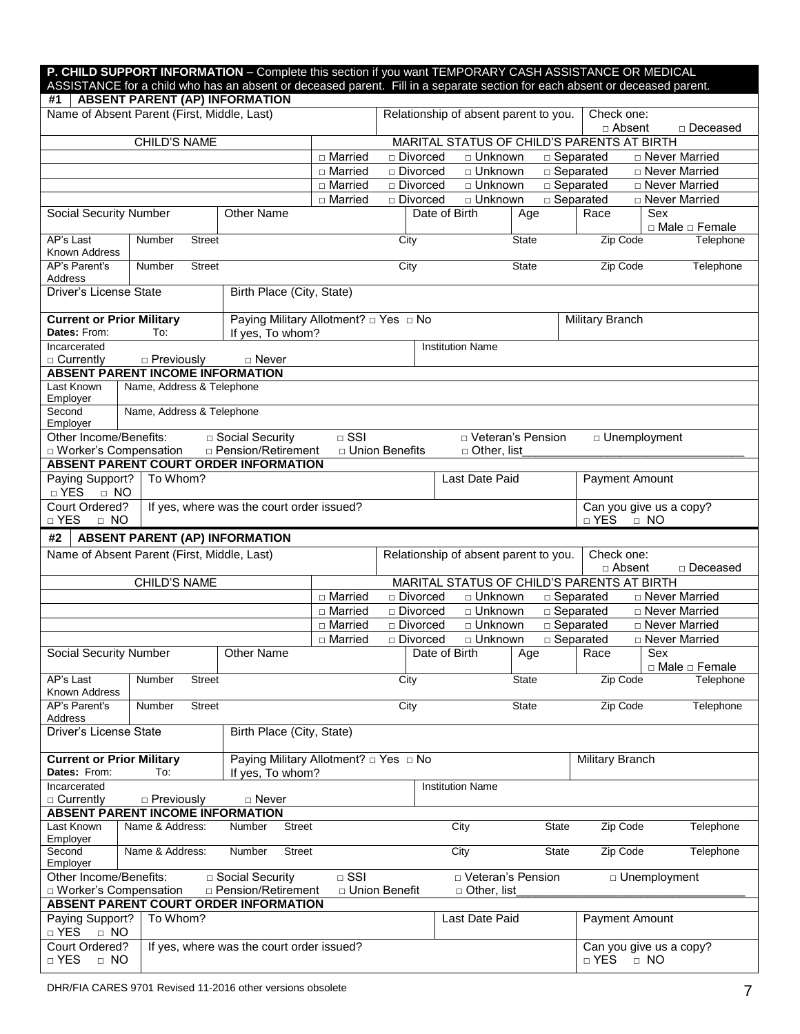**P. CHILD SUPPORT INFORMATION** – Complete this section if you want TEMPORARY CASH ASSISTANCE OR MEDICAL ASSISTANCE for a child who has an absent or deceased parent. Fill in a separate section for each absent or deceased parent.

## #1 ABSENT PARENT (AP) INFORMATION

| Name of Absent Parent (First, Middle, Last) | Relationship of absent parent to you. | Check one: □ Absent □ Deceased |
|---|---|---|
| | | |

| CHILD'S NAME | MARITAL STATUS OF CHILD'S PARENTS AT BIRTH |
|---|---|
| | □ Married □ Divorced □ Unknown □ Separated □ Never Married |
| | □ Married □ Divorced □ Unknown □ Separated □ Never Married |
| | □ Married □ Divorced □ Unknown □ Separated □ Never Married |
| | □ Married □ Divorced □ Unknown □ Separated □ Never Married |

| Social Security Number | Other Name | Date of Birth | Age | Race | Sex □ Male □ Female |
|---|---|---|---|---|---|
| | | | | | |

| | Number Street | City | State | Zip Code | Telephone |
|---|---|---|---|---|---|
| AP's Last Known Address | | | | | |
| AP's Parent's Address | | | | | |

| Driver's License State | Birth Place (City, State) |
|---|---|
| | |

| **Current or Prior Military** Dates: From: To: | Paying Military Allotment? □ Yes □ No If yes, To whom? | Military Branch |
|---|---|---|
| Incarcerated □ Currently □ Previously □ Never | Institution Name | |

**ABSENT PARENT INCOME INFORMATION**

| | Name, Address & Telephone |
|---|---|
| Last Known Employer | |
| Second Employer | |

Other Income/Benefits: □ Social Security □ SSI □ Veteran's Pension □ Unemployment □ Worker's Compensation □ Pension/Retirement □ Union Benefits □ Other, list__________

**ABSENT PARENT COURT ORDER INFORMATION**

| Paying Support? □ YES □ NO | To Whom? | Last Date Paid | Payment Amount |
|---|---|---|---|
| Court Ordered? □ YES □ NO | If yes, where was the court order issued? | | Can you give us a copy? □ YES □ NO |

## #2 ABSENT PARENT (AP) INFORMATION

| Name of Absent Parent (First, Middle, Last) | Relationship of absent parent to you. | Check one: □ Absent □ Deceased |
|---|---|---|
| | | |

| CHILD'S NAME | MARITAL STATUS OF CHILD'S PARENTS AT BIRTH |
|---|---|
| | □ Married □ Divorced □ Unknown □ Separated □ Never Married |
| | □ Married □ Divorced □ Unknown □ Separated □ Never Married |
| | □ Married □ Divorced □ Unknown □ Separated □ Never Married |
| | □ Married □ Divorced □ Unknown □ Separated □ Never Married |

| Social Security Number | Other Name | Date of Birth | Age | Race | Sex □ Male □ Female |
|---|---|---|---|---|---|
| | | | | | |

| | Number Street | City | State | Zip Code | Telephone |
|---|---|---|---|---|---|
| AP's Last Known Address | | | | | |
| AP's Parent's Address | | | | | |

| Driver's License State | Birth Place (City, State) |
|---|---|
| | |

| **Current or Prior Military** Dates: From: To: | Paying Military Allotment? □ Yes □ No If yes, To whom? | Military Branch |
|---|---|---|
| Incarcerated □ Currently □ Previously □ Never | Institution Name | |

**ABSENT PARENT INCOME INFORMATION**

| | Name & Address: Number Street | City | State | Zip Code | Telephone |
|---|---|---|---|---|---|
| Last Known Employer | | | | | |
| Second Employer | | | | | |

Other Income/Benefits: □ Social Security □ SSI □ Veteran's Pension □ Unemployment □ Worker's Compensation □ Pension/Retirement □ Union Benefit □ Other, list__________

**ABSENT PARENT COURT ORDER INFORMATION**

| Paying Support? □ YES □ NO | To Whom? | Last Date Paid | Payment Amount |
|---|---|---|---|
| Court Ordered? □ YES □ NO | If yes, where was the court order issued? | | Can you give us a copy? □ YES □ NO |

DHR/FIA CARES 9701 Revised 11-2016 other versions obsolete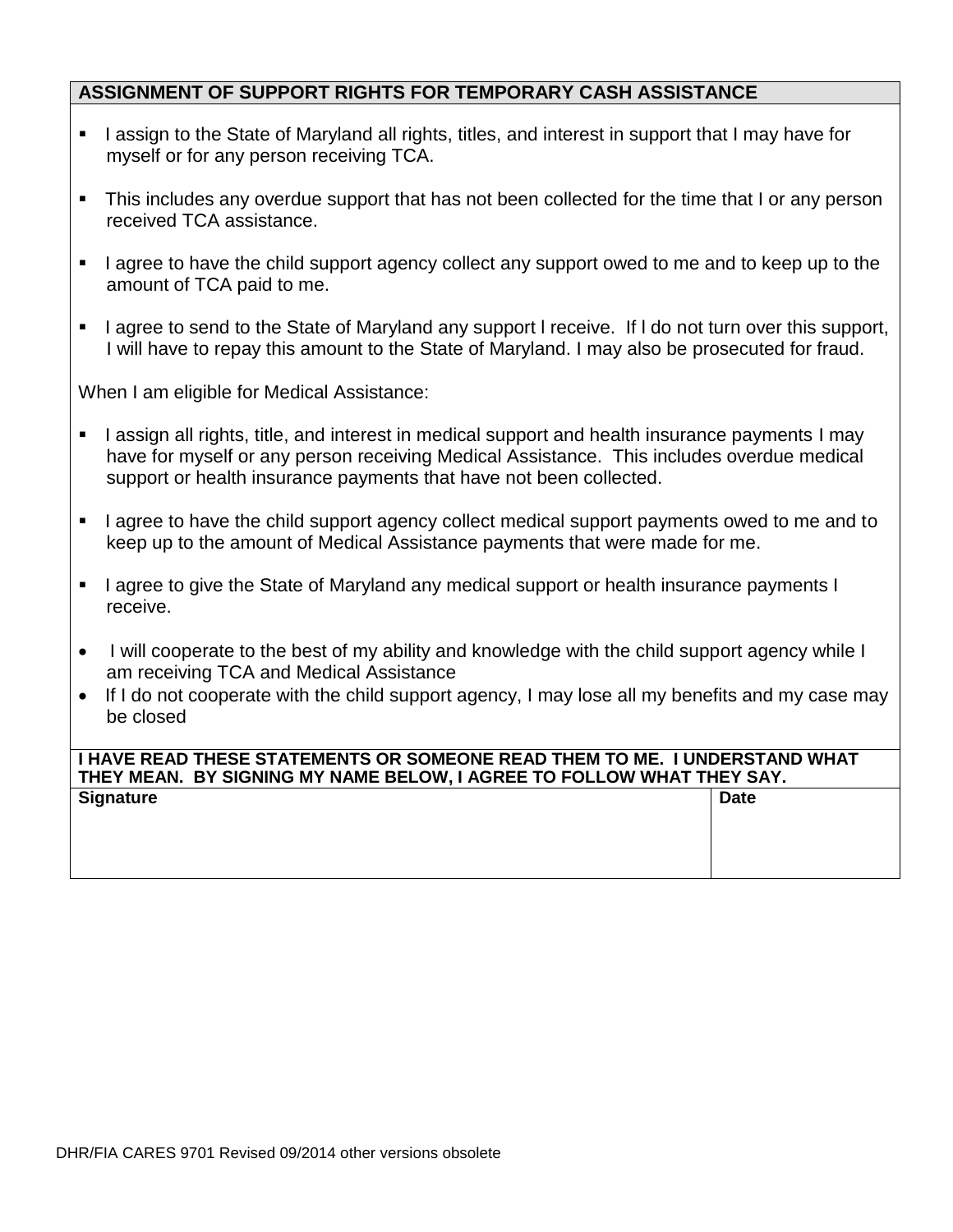## ASSIGNMENT OF SUPPORT RIGHTS FOR TEMPORARY CASH ASSISTANCE

- I assign to the State of Maryland all rights, titles, and interest in support that I may have for myself or for any person receiving TCA.
- This includes any overdue support that has not been collected for the time that I or any person received TCA assistance.
- I agree to have the child support agency collect any support owed to me and to keep up to the amount of TCA paid to me.
- I agree to send to the State of Maryland any support l receive. If l do not turn over this support, I will have to repay this amount to the State of Maryland. I may also be prosecuted for fraud.

When I am eligible for Medical Assistance:

- I assign all rights, title, and interest in medical support and health insurance payments I may have for myself or any person receiving Medical Assistance. This includes overdue medical support or health insurance payments that have not been collected.
- I agree to have the child support agency collect medical support payments owed to me and to keep up to the amount of Medical Assistance payments that were made for me.
- I agree to give the State of Maryland any medical support or health insurance payments I receive.

- I will cooperate to the best of my ability and knowledge with the child support agency while I am receiving TCA and Medical Assistance
- If I do not cooperate with the child support agency, I may lose all my benefits and my case may be closed

**I HAVE READ THESE STATEMENTS OR SOMEONE READ THEM TO ME. I UNDERSTAND WHAT THEY MEAN. BY SIGNING MY NAME BELOW, I AGREE TO FOLLOW WHAT THEY SAY.**

| Signature | Date |
|---|---|
| | |

DHR/FIA CARES 9701 Revised 09/2014 other versions obsolete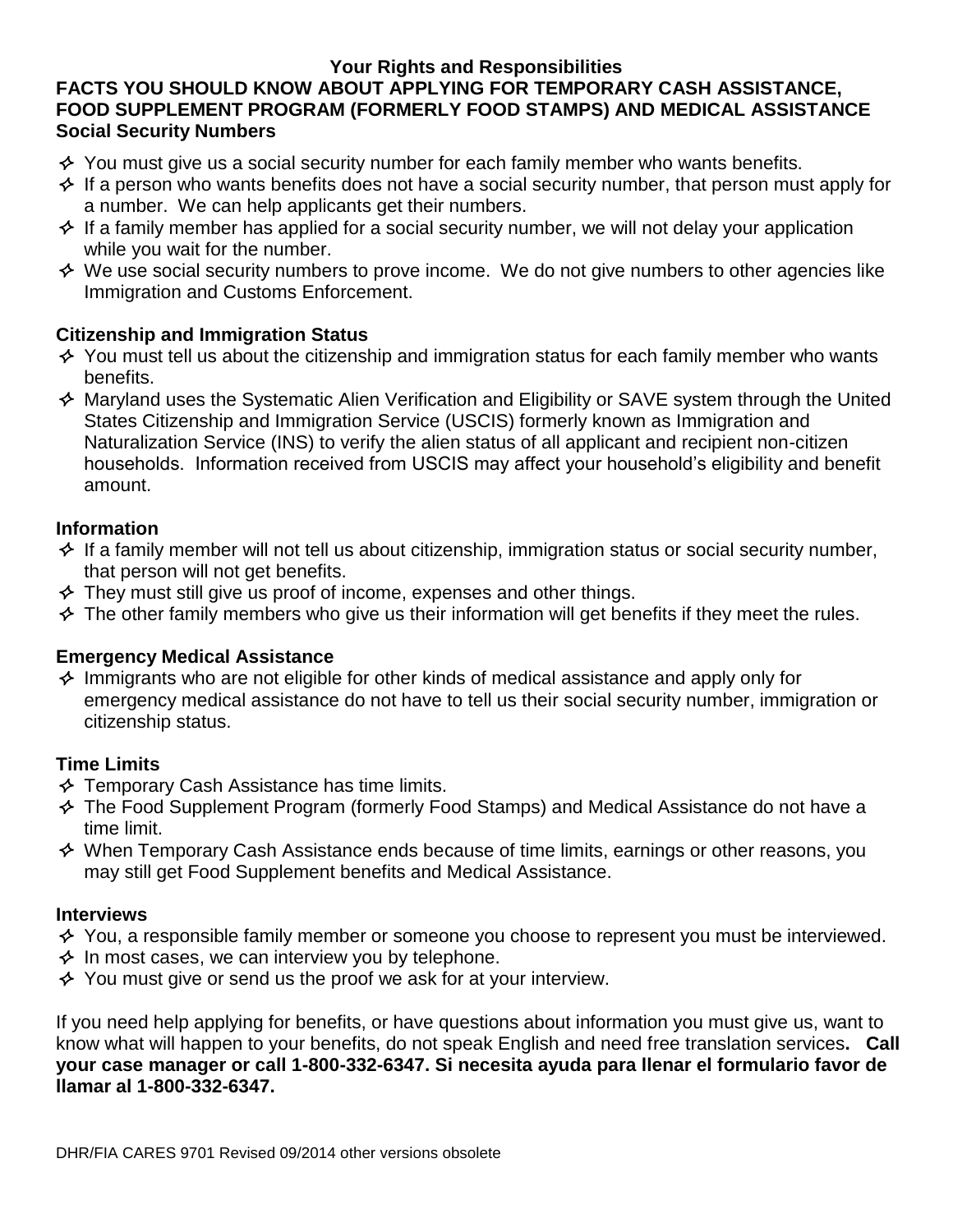# Your Rights and Responsibilities

## FACTS YOU SHOULD KNOW ABOUT APPLYING FOR TEMPORARY CASH ASSISTANCE, FOOD SUPPLEMENT PROGRAM (FORMERLY FOOD STAMPS) AND MEDICAL ASSISTANCE

### Social Security Numbers

- You must give us a social security number for each family member who wants benefits.
- If a person who wants benefits does not have a social security number, that person must apply for a number. We can help applicants get their numbers.
- If a family member has applied for a social security number, we will not delay your application while you wait for the number.
- We use social security numbers to prove income. We do not give numbers to other agencies like Immigration and Customs Enforcement.

### Citizenship and Immigration Status

- You must tell us about the citizenship and immigration status for each family member who wants benefits.
- Maryland uses the Systematic Alien Verification and Eligibility or SAVE system through the United States Citizenship and Immigration Service (USCIS) formerly known as Immigration and Naturalization Service (INS) to verify the alien status of all applicant and recipient non-citizen households. Information received from USCIS may affect your household's eligibility and benefit amount.

### Information

- If a family member will not tell us about citizenship, immigration status or social security number, that person will not get benefits.
- They must still give us proof of income, expenses and other things.
- The other family members who give us their information will get benefits if they meet the rules.

### Emergency Medical Assistance

- Immigrants who are not eligible for other kinds of medical assistance and apply only for emergency medical assistance do not have to tell us their social security number, immigration or citizenship status.

### Time Limits

- Temporary Cash Assistance has time limits.
- The Food Supplement Program (formerly Food Stamps) and Medical Assistance do not have a time limit.
- When Temporary Cash Assistance ends because of time limits, earnings or other reasons, you may still get Food Supplement benefits and Medical Assistance.

### Interviews

- You, a responsible family member or someone you choose to represent you must be interviewed.
- In most cases, we can interview you by telephone.
- You must give or send us the proof we ask for at your interview.

If you need help applying for benefits, or have questions about information you must give us, want to know what will happen to your benefits, do not speak English and need free translation services**. Call your case manager or call 1-800-332-6347. Si necesita ayuda para llenar el formulario favor de llamar al 1-800-332-6347.**

DHR/FIA CARES 9701 Revised 09/2014 other versions obsolete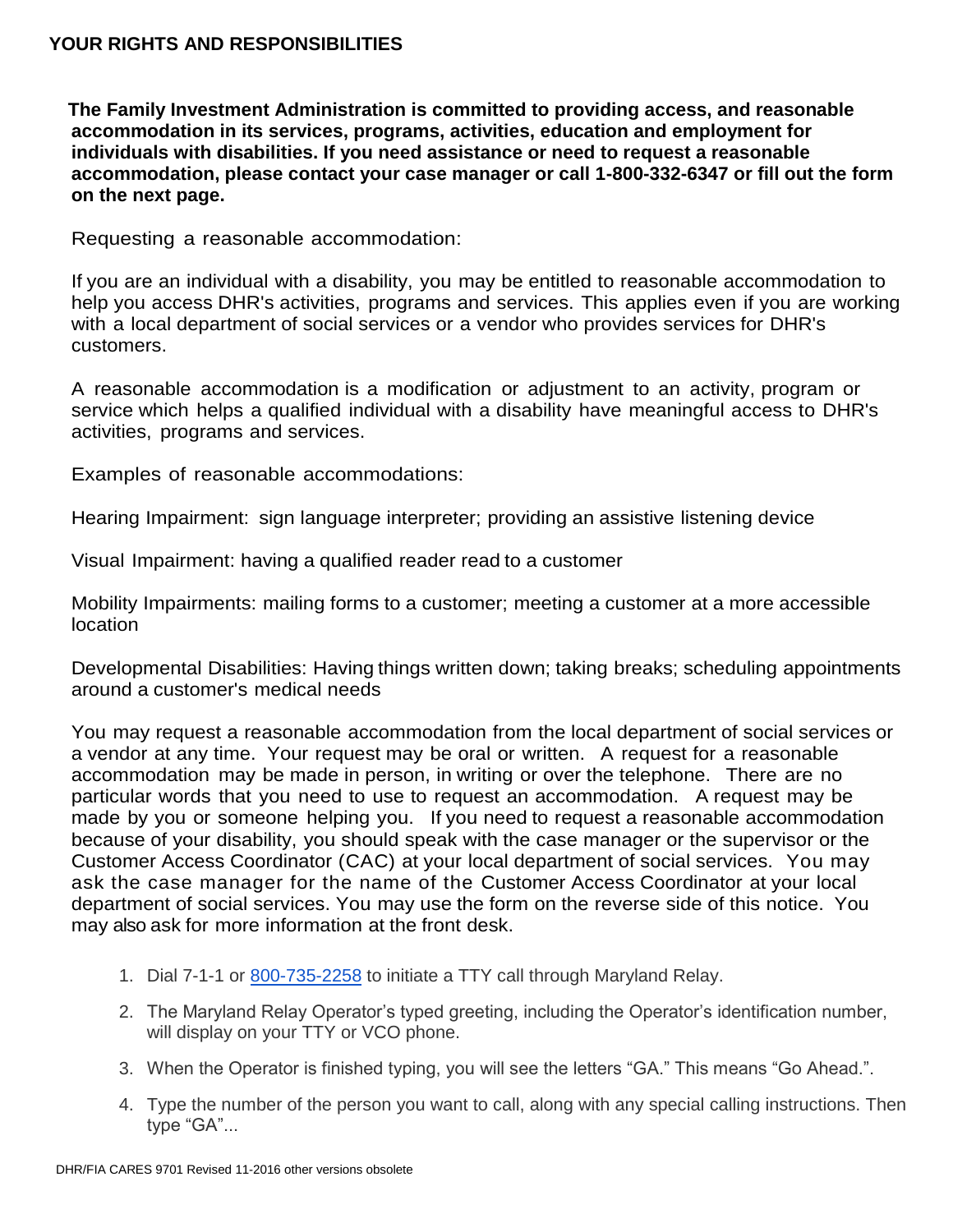## YOUR RIGHTS AND RESPONSIBILITIES

**The Family Investment Administration is committed to providing access, and reasonable accommodation in its services, programs, activities, education and employment for individuals with disabilities. If you need assistance or need to request a reasonable accommodation, please contact your case manager or call 1-800-332-6347 or fill out the form on the next page.**

Requesting a reasonable accommodation:

If you are an individual with a disability, you may be entitled to reasonable accommodation to help you access DHR's activities, programs and services. This applies even if you are working with a local department of social services or a vendor who provides services for DHR's customers.

A reasonable accommodation is a modification or adjustment to an activity, program or service which helps a qualified individual with a disability have meaningful access to DHR's activities, programs and services.

Examples of reasonable accommodations:

Hearing Impairment: sign language interpreter; providing an assistive listening device

Visual Impairment: having a qualified reader read to a customer

Mobility Impairments: mailing forms to a customer; meeting a customer at a more accessible location

Developmental Disabilities: Having things written down; taking breaks; scheduling appointments around a customer's medical needs

You may request a reasonable accommodation from the local department of social services or a vendor at any time. Your request may be oral or written. A request for a reasonable accommodation may be made in person, in writing or over the telephone. There are no particular words that you need to use to request an accommodation. A request may be made by you or someone helping you. If you need to request a reasonable accommodation because of your disability, you should speak with the case manager or the supervisor or the Customer Access Coordinator (CAC) at your local department of social services. You may ask the case manager for the name of the Customer Access Coordinator at your local department of social services. You may use the form on the reverse side of this notice. You may also ask for more information at the front desk.

1. Dial 7-1-1 or 800-735-2258 to initiate a TTY call through Maryland Relay.
2. The Maryland Relay Operator's typed greeting, including the Operator's identification number, will display on your TTY or VCO phone.
3. When the Operator is finished typing, you will see the letters "GA." This means "Go Ahead.".
4. Type the number of the person you want to call, along with any special calling instructions. Then type "GA"...

DHR/FIA CARES 9701 Revised 11-2016 other versions obsolete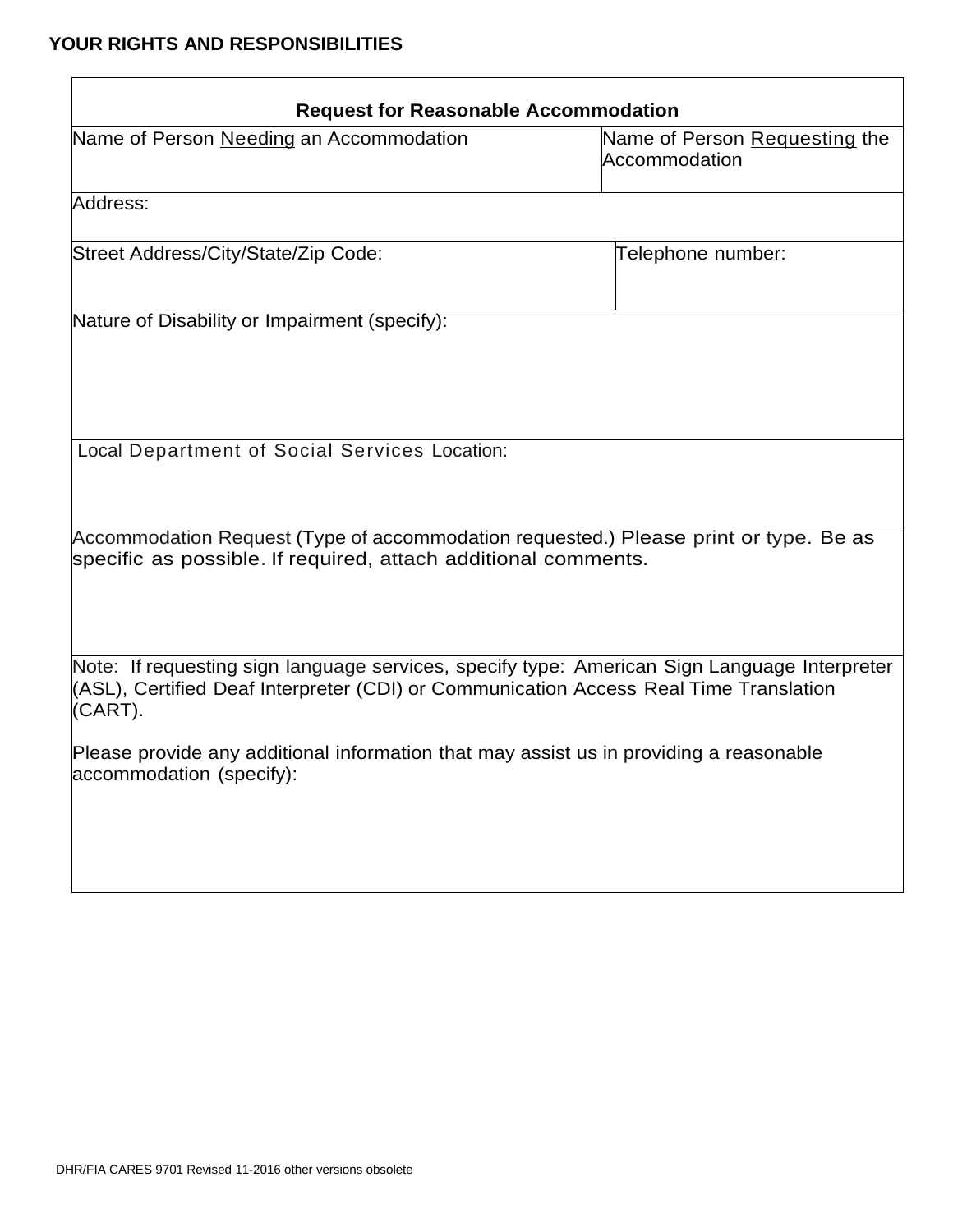## YOUR RIGHTS AND RESPONSIBILITIES

| Request for Reasonable Accommodation | |
|---|---|
| Name of Person Needing an Accommodation | Name of Person Requesting the Accommodation |
| Address: | |
| Street Address/City/State/Zip Code: | Telephone number: |
| Nature of Disability or Impairment (specify): | |
| Local Department of Social Services Location: | |
| Accommodation Request (Type of accommodation requested.) Please print or type. Be as specific as possible. If required, attach additional comments. | |
| Note: If requesting sign language services, specify type: American Sign Language Interpreter (ASL), Certified Deaf Interpreter (CDI) or Communication Access Real Time Translation (CART).<br><br>Please provide any additional information that may assist us in providing a reasonable accommodation (specify): | |

DHR/FIA CARES 9701 Revised 11-2016 other versions obsolete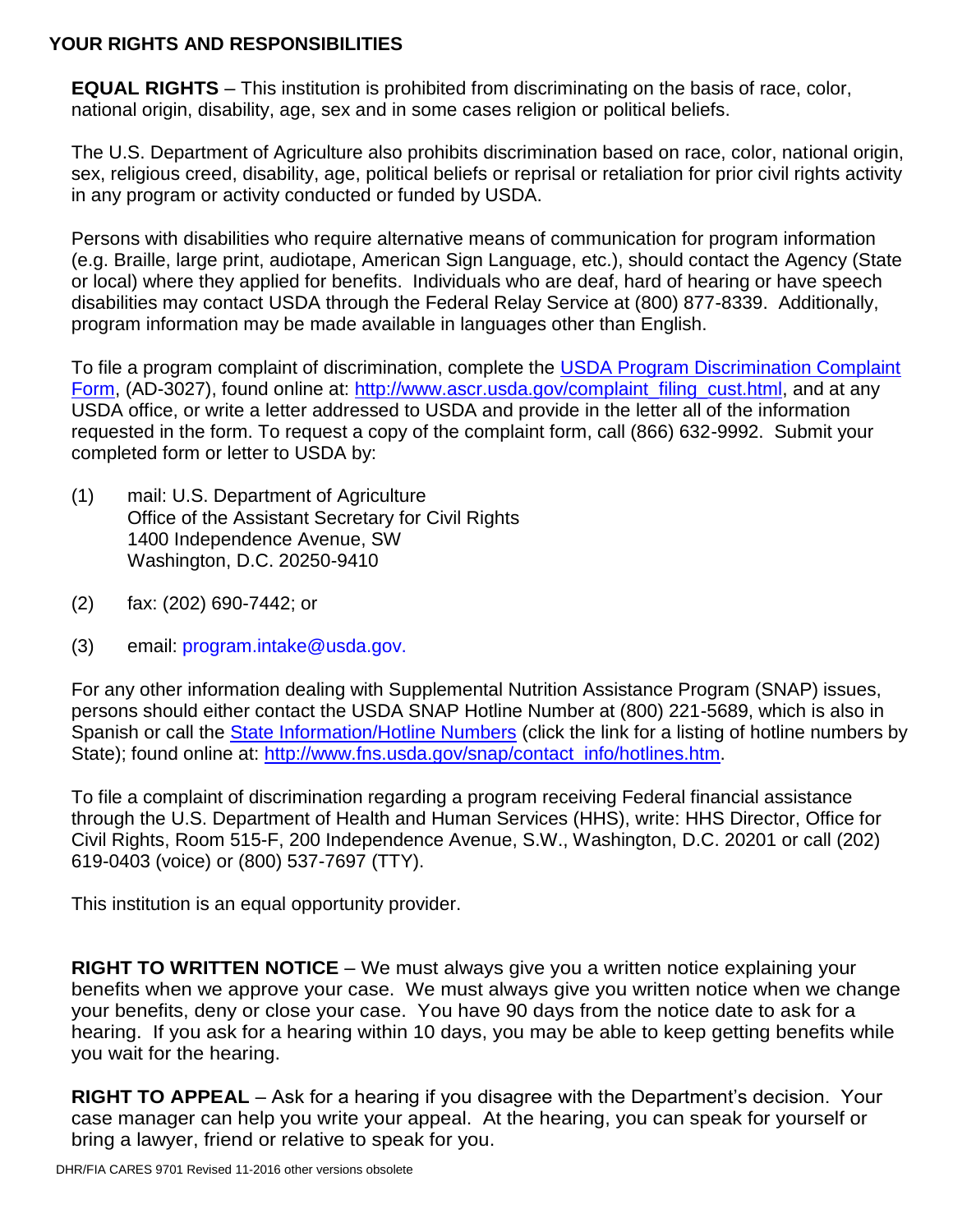## YOUR RIGHTS AND RESPONSIBILITIES

**EQUAL RIGHTS** – This institution is prohibited from discriminating on the basis of race, color, national origin, disability, age, sex and in some cases religion or political beliefs.

The U.S. Department of Agriculture also prohibits discrimination based on race, color, national origin, sex, religious creed, disability, age, political beliefs or reprisal or retaliation for prior civil rights activity in any program or activity conducted or funded by USDA.

Persons with disabilities who require alternative means of communication for program information (e.g. Braille, large print, audiotape, American Sign Language, etc.), should contact the Agency (State or local) where they applied for benefits. Individuals who are deaf, hard of hearing or have speech disabilities may contact USDA through the Federal Relay Service at (800) 877-8339. Additionally, program information may be made available in languages other than English.

To file a program complaint of discrimination, complete the [USDA Program Discrimination Complaint Form](http://www.ascr.usda.gov/complaint_filing_cust.html), (AD-3027), found online at: http://www.ascr.usda.gov/complaint_filing_cust.html, and at any USDA office, or write a letter addressed to USDA and provide in the letter all of the information requested in the form. To request a copy of the complaint form, call (866) 632-9992. Submit your completed form or letter to USDA by:

(1) mail: U.S. Department of Agriculture
Office of the Assistant Secretary for Civil Rights
1400 Independence Avenue, SW
Washington, D.C. 20250-9410

(2) fax: (202) 690-7442; or

(3) email: program.intake@usda.gov.

For any other information dealing with Supplemental Nutrition Assistance Program (SNAP) issues, persons should either contact the USDA SNAP Hotline Number at (800) 221-5689, which is also in Spanish or call the [State Information/Hotline Numbers](http://www.fns.usda.gov/snap/contact_info/hotlines.htm) (click the link for a listing of hotline numbers by State); found online at: http://www.fns.usda.gov/snap/contact_info/hotlines.htm.

To file a complaint of discrimination regarding a program receiving Federal financial assistance through the U.S. Department of Health and Human Services (HHS), write: HHS Director, Office for Civil Rights, Room 515-F, 200 Independence Avenue, S.W., Washington, D.C. 20201 or call (202) 619-0403 (voice) or (800) 537-7697 (TTY).

This institution is an equal opportunity provider.

**RIGHT TO WRITTEN NOTICE** – We must always give you a written notice explaining your benefits when we approve your case. We must always give you written notice when we change your benefits, deny or close your case. You have 90 days from the notice date to ask for a hearing. If you ask for a hearing within 10 days, you may be able to keep getting benefits while you wait for the hearing.

**RIGHT TO APPEAL** – Ask for a hearing if you disagree with the Department's decision. Your case manager can help you write your appeal. At the hearing, you can speak for yourself or bring a lawyer, friend or relative to speak for you.

DHR/FIA CARES 9701 Revised 11-2016 other versions obsolete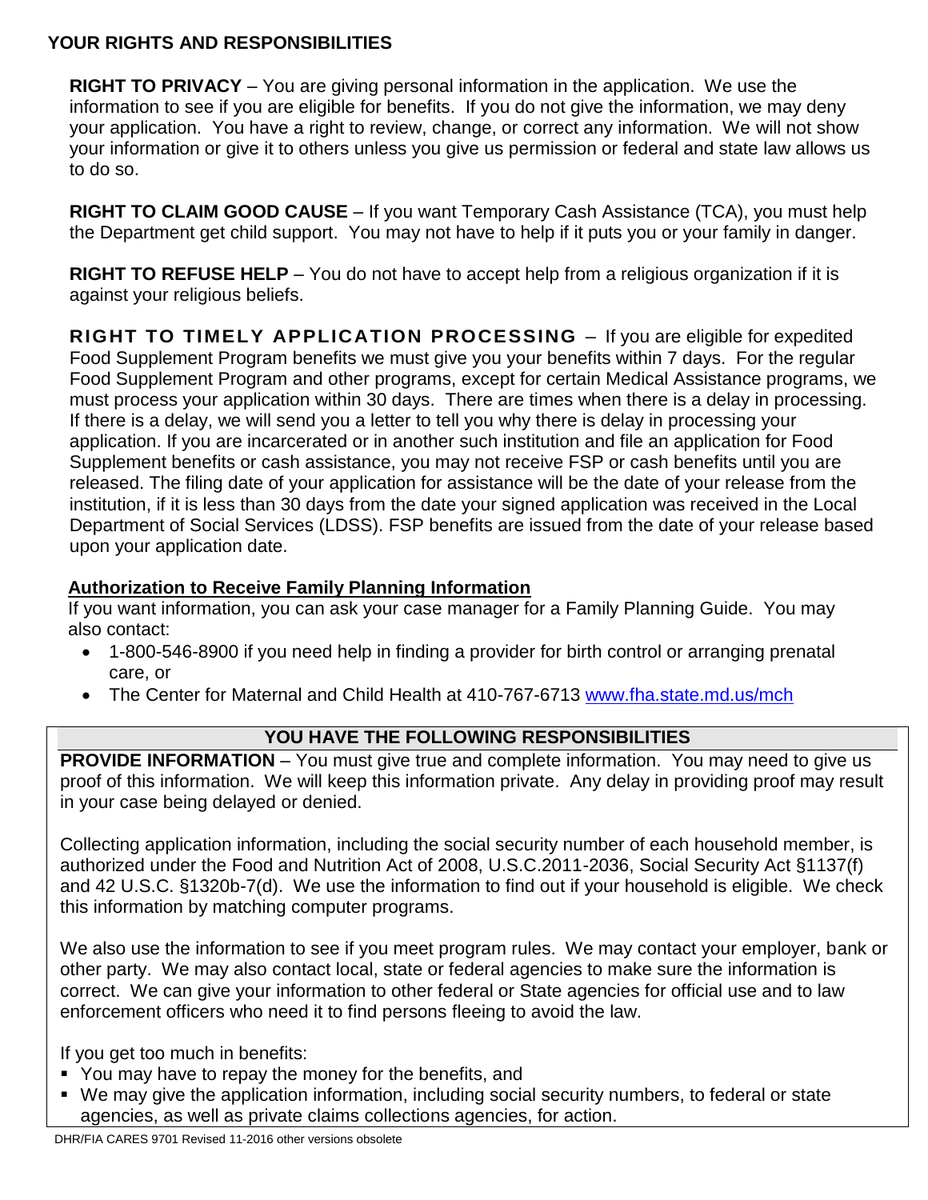## YOUR RIGHTS AND RESPONSIBILITIES

**RIGHT TO PRIVACY** – You are giving personal information in the application. We use the information to see if you are eligible for benefits. If you do not give the information, we may deny your application. You have a right to review, change, or correct any information. We will not show your information or give it to others unless you give us permission or federal and state law allows us to do so.

**RIGHT TO CLAIM GOOD CAUSE** – If you want Temporary Cash Assistance (TCA), you must help the Department get child support. You may not have to help if it puts you or your family in danger.

**RIGHT TO REFUSE HELP** – You do not have to accept help from a religious organization if it is against your religious beliefs.

**RIGHT TO TIMELY APPLICATION PROCESSING** – If you are eligible for expedited Food Supplement Program benefits we must give you your benefits within 7 days. For the regular Food Supplement Program and other programs, except for certain Medical Assistance programs, we must process your application within 30 days. There are times when there is a delay in processing. If there is a delay, we will send you a letter to tell you why there is delay in processing your application. If you are incarcerated or in another such institution and file an application for Food Supplement benefits or cash assistance, you may not receive FSP or cash benefits until you are released. The filing date of your application for assistance will be the date of your release from the institution, if it is less than 30 days from the date your signed application was received in the Local Department of Social Services (LDSS). FSP benefits are issued from the date of your release based upon your application date.

**Authorization to Receive Family Planning Information**

If you want information, you can ask your case manager for a Family Planning Guide. You may also contact:

- 1-800-546-8900 if you need help in finding a provider for birth control or arranging prenatal care, or
- The Center for Maternal and Child Health at 410-767-6713 [www.fha.state.md.us/mch](http://www.fha.state.md.us/mch)

### YOU HAVE THE FOLLOWING RESPONSIBILITIES

**PROVIDE INFORMATION** – You must give true and complete information. You may need to give us proof of this information. We will keep this information private. Any delay in providing proof may result in your case being delayed or denied.

Collecting application information, including the social security number of each household member, is authorized under the Food and Nutrition Act of 2008, U.S.C.2011-2036, Social Security Act §1137(f) and 42 U.S.C. §1320b-7(d). We use the information to find out if your household is eligible. We check this information by matching computer programs.

We also use the information to see if you meet program rules. We may contact your employer, bank or other party. We may also contact local, state or federal agencies to make sure the information is correct. We can give your information to other federal or State agencies for official use and to law enforcement officers who need it to find persons fleeing to avoid the law.

If you get too much in benefits:

- You may have to repay the money for the benefits, and
- We may give the application information, including social security numbers, to federal or state agencies, as well as private claims collections agencies, for action.

DHR/FIA CARES 9701 Revised 11-2016 other versions obsolete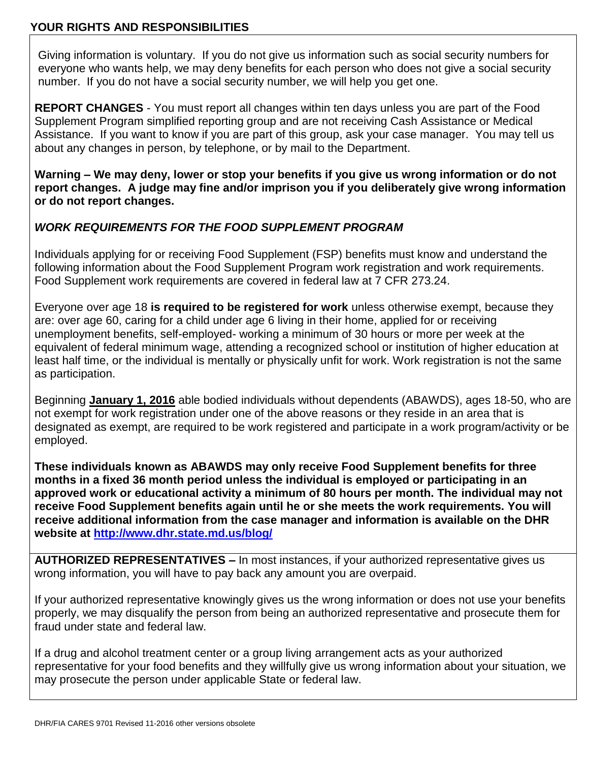## YOUR RIGHTS AND RESPONSIBILITIES

Giving information is voluntary. If you do not give us information such as social security numbers for everyone who wants help, we may deny benefits for each person who does not give a social security number. If you do not have a social security number, we will help you get one.

**REPORT CHANGES** - You must report all changes within ten days unless you are part of the Food Supplement Program simplified reporting group and are not receiving Cash Assistance or Medical Assistance. If you want to know if you are part of this group, ask your case manager. You may tell us about any changes in person, by telephone, or by mail to the Department.

**Warning – We may deny, lower or stop your benefits if you give us wrong information or do not report changes. A judge may fine and/or imprison you if you deliberately give wrong information or do not report changes.**

***WORK REQUIREMENTS FOR THE FOOD SUPPLEMENT PROGRAM***

Individuals applying for or receiving Food Supplement (FSP) benefits must know and understand the following information about the Food Supplement Program work registration and work requirements. Food Supplement work requirements are covered in federal law at 7 CFR 273.24.

Everyone over age 18 **is required to be registered for work** unless otherwise exempt, because they are: over age 60, caring for a child under age 6 living in their home, applied for or receiving unemployment benefits, self-employed- working a minimum of 30 hours or more per week at the equivalent of federal minimum wage, attending a recognized school or institution of higher education at least half time, or the individual is mentally or physically unfit for work. Work registration is not the same as participation.

Beginning **January 1, 2016** able bodied individuals without dependents (ABAWDS), ages 18-50, who are not exempt for work registration under one of the above reasons or they reside in an area that is designated as exempt, are required to be work registered and participate in a work program/activity or be employed.

**These individuals known as ABAWDS may only receive Food Supplement benefits for three months in a fixed 36 month period unless the individual is employed or participating in an approved work or educational activity a minimum of 80 hours per month. The individual may not receive Food Supplement benefits again until he or she meets the work requirements. You will receive additional information from the case manager and information is available on the DHR website at http://www.dhr.state.md.us/blog/**

**AUTHORIZED REPRESENTATIVES –** In most instances, if your authorized representative gives us wrong information, you will have to pay back any amount you are overpaid.

If your authorized representative knowingly gives us the wrong information or does not use your benefits properly, we may disqualify the person from being an authorized representative and prosecute them for fraud under state and federal law.

If a drug and alcohol treatment center or a group living arrangement acts as your authorized representative for your food benefits and they willfully give us wrong information about your situation, we may prosecute the person under applicable State or federal law.

DHR/FIA CARES 9701 Revised 11-2016 other versions obsolete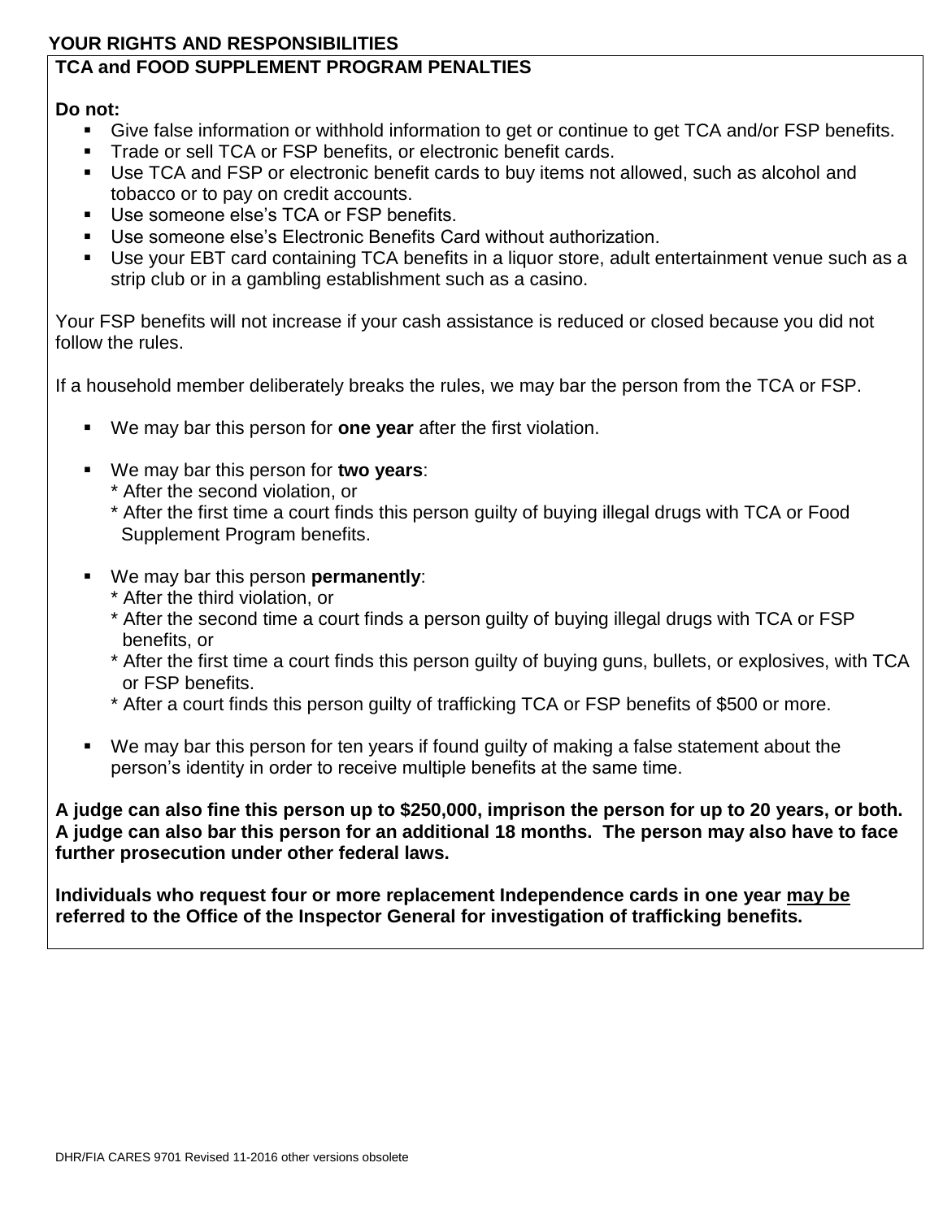## YOUR RIGHTS AND RESPONSIBILITIES

### TCA and FOOD SUPPLEMENT PROGRAM PENALTIES

**Do not:**

- Give false information or withhold information to get or continue to get TCA and/or FSP benefits.
- Trade or sell TCA or FSP benefits, or electronic benefit cards.
- Use TCA and FSP or electronic benefit cards to buy items not allowed, such as alcohol and tobacco or to pay on credit accounts.
- Use someone else's TCA or FSP benefits.
- Use someone else's Electronic Benefits Card without authorization.
- Use your EBT card containing TCA benefits in a liquor store, adult entertainment venue such as a strip club or in a gambling establishment such as a casino.

Your FSP benefits will not increase if your cash assistance is reduced or closed because you did not follow the rules.

If a household member deliberately breaks the rules, we may bar the person from the TCA or FSP.

- We may bar this person for **one year** after the first violation.
- We may bar this person for **two years**:
  - * After the second violation, or
  - * After the first time a court finds this person guilty of buying illegal drugs with TCA or Food Supplement Program benefits.
- We may bar this person **permanently**:
  - * After the third violation, or
  - * After the second time a court finds a person guilty of buying illegal drugs with TCA or FSP benefits, or
  - * After the first time a court finds this person guilty of buying guns, bullets, or explosives, with TCA or FSP benefits.
  - * After a court finds this person guilty of trafficking TCA or FSP benefits of $500 or more.
- We may bar this person for ten years if found guilty of making a false statement about the person's identity in order to receive multiple benefits at the same time.

**A judge can also fine this person up to $250,000, imprison the person for up to 20 years, or both. A judge can also bar this person for an additional 18 months. The person may also have to face further prosecution under other federal laws.**

**Individuals who request four or more replacement Independence cards in one year <u>may be</u> referred to the Office of the Inspector General for investigation of trafficking benefits.**

DHR/FIA CARES 9701 Revised 11-2016 other versions obsolete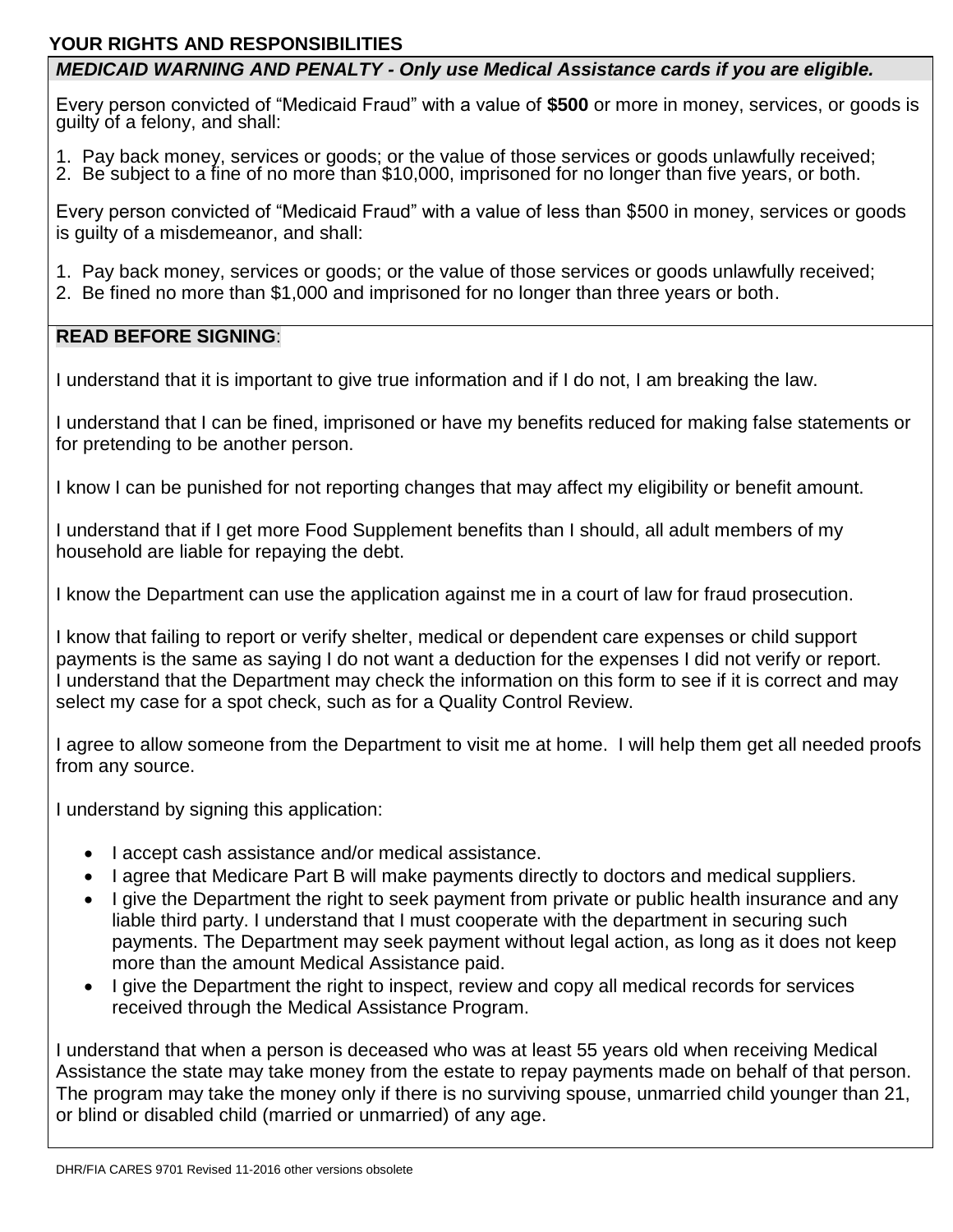## YOUR RIGHTS AND RESPONSIBILITIES

***MEDICAID WARNING AND PENALTY - Only use Medical Assistance cards if you are eligible.***

Every person convicted of "Medicaid Fraud" with a value of **$500** or more in money, services, or goods is guilty of a felony, and shall:

1. Pay back money, services or goods; or the value of those services or goods unlawfully received;
2. Be subject to a fine of no more than $10,000, imprisoned for no longer than five years, or both.

Every person convicted of "Medicaid Fraud" with a value of less than $500 in money, services or goods is guilty of a misdemeanor, and shall:

1. Pay back money, services or goods; or the value of those services or goods unlawfully received;
2. Be fined no more than $1,000 and imprisoned for no longer than three years or both.

**READ BEFORE SIGNING**:

I understand that it is important to give true information and if I do not, I am breaking the law.

I understand that I can be fined, imprisoned or have my benefits reduced for making false statements or for pretending to be another person.

I know I can be punished for not reporting changes that may affect my eligibility or benefit amount.

I understand that if I get more Food Supplement benefits than I should, all adult members of my household are liable for repaying the debt.

I know the Department can use the application against me in a court of law for fraud prosecution.

I know that failing to report or verify shelter, medical or dependent care expenses or child support payments is the same as saying I do not want a deduction for the expenses I did not verify or report. I understand that the Department may check the information on this form to see if it is correct and may select my case for a spot check, such as for a Quality Control Review.

I agree to allow someone from the Department to visit me at home. I will help them get all needed proofs from any source.

I understand by signing this application:

- I accept cash assistance and/or medical assistance.
- I agree that Medicare Part B will make payments directly to doctors and medical suppliers.
- I give the Department the right to seek payment from private or public health insurance and any liable third party. I understand that I must cooperate with the department in securing such payments. The Department may seek payment without legal action, as long as it does not keep more than the amount Medical Assistance paid.
- I give the Department the right to inspect, review and copy all medical records for services received through the Medical Assistance Program.

I understand that when a person is deceased who was at least 55 years old when receiving Medical Assistance the state may take money from the estate to repay payments made on behalf of that person. The program may take the money only if there is no surviving spouse, unmarried child younger than 21, or blind or disabled child (married or unmarried) of any age.

DHR/FIA CARES 9701 Revised 11-2016 other versions obsolete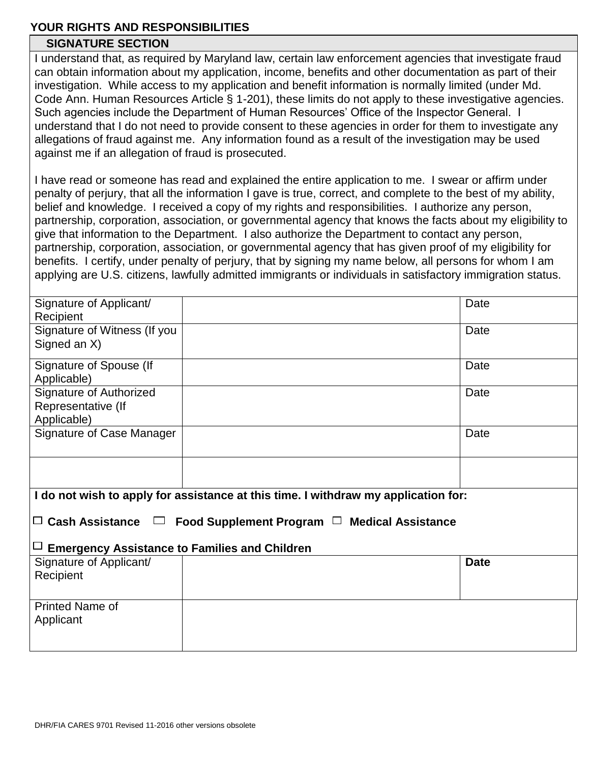## YOUR RIGHTS AND RESPONSIBILITIES

### SIGNATURE SECTION

I understand that, as required by Maryland law, certain law enforcement agencies that investigate fraud can obtain information about my application, income, benefits and other documentation as part of their investigation. While access to my application and benefit information is normally limited (under Md. Code Ann. Human Resources Article § 1-201), these limits do not apply to these investigative agencies. Such agencies include the Department of Human Resources' Office of the Inspector General. I understand that I do not need to provide consent to these agencies in order for them to investigate any allegations of fraud against me. Any information found as a result of the investigation may be used against me if an allegation of fraud is prosecuted.

I have read or someone has read and explained the entire application to me. I swear or affirm under penalty of perjury, that all the information I gave is true, correct, and complete to the best of my ability, belief and knowledge. I received a copy of my rights and responsibilities. I authorize any person, partnership, corporation, association, or governmental agency that knows the facts about my eligibility to give that information to the Department. I also authorize the Department to contact any person, partnership, corporation, association, or governmental agency that has given proof of my eligibility for benefits. I certify, under penalty of perjury, that by signing my name below, all persons for whom I am applying are U.S. citizens, lawfully admitted immigrants or individuals in satisfactory immigration status.

| | | |
|---|---|---|
| Signature of Applicant/ Recipient | | Date |
| Signature of Witness (If you Signed an X) | | Date |
| Signature of Spouse (If Applicable) | | Date |
| Signature of Authorized Representative (If Applicable) | | Date |
| Signature of Case Manager | | Date |
| | | |

**I do not wish to apply for assistance at this time. I withdraw my application for:**

☐ **Cash Assistance** ☐ **Food Supplement Program** ☐ **Medical Assistance**

☐ **Emergency Assistance to Families and Children**

| | | |
|---|---|---|
| Signature of Applicant/ Recipient | | **Date** |
| Printed Name of Applicant | | |

DHR/FIA CARES 9701 Revised 11-2016 other versions obsolete